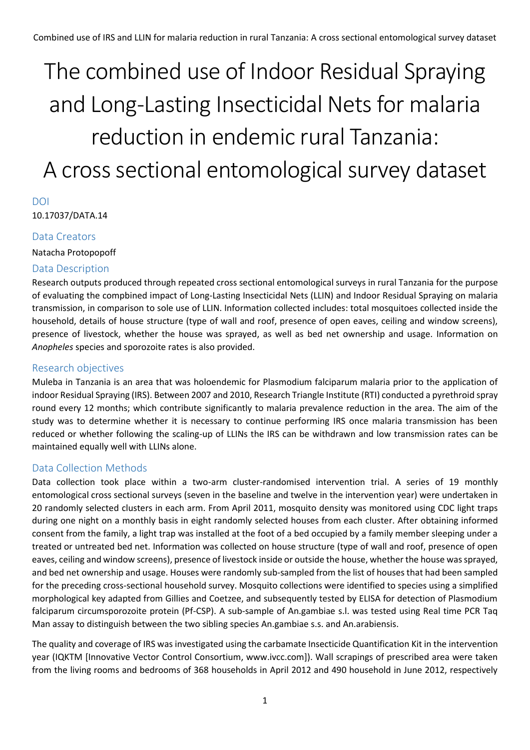# The combined use of Indoor Residual Spraying and Long-Lasting Insecticidal Nets for malaria reduction in endemic rural Tanzania: A cross sectional entomological survey dataset

## DOI

10.17037/DATA.14

## Data Creators

Natacha Protopopoff

## Data Description

Research outputs produced through repeated cross sectional entomological surveys in rural Tanzania for the purpose of evaluating the compbined impact of Long-Lasting Insecticidal Nets (LLIN) and Indoor Residual Spraying on malaria transmission, in comparison to sole use of LLIN. Information collected includes: total mosquitoes collected inside the household, details of house structure (type of wall and roof, presence of open eaves, ceiling and window screens), presence of livestock, whether the house was sprayed, as well as bed net ownership and usage. Information on *Anopheles* species and sporozoite rates is also provided.

## Research objectives

Muleba in Tanzania is an area that was holoendemic for Plasmodium falciparum malaria prior to the application of indoor Residual Spraying (IRS). Between 2007 and 2010, Research Triangle Institute (RTI) conducted a pyrethroid spray round every 12 months; which contribute significantly to malaria prevalence reduction in the area. The aim of the study was to determine whether it is necessary to continue performing IRS once malaria transmission has been reduced or whether following the scaling-up of LLINs the IRS can be withdrawn and low transmission rates can be maintained equally well with LLINs alone.

## Data Collection Methods

Data collection took place within a two-arm cluster-randomised intervention trial. A series of 19 monthly entomological cross sectional surveys (seven in the baseline and twelve in the intervention year) were undertaken in 20 randomly selected clusters in each arm. From April 2011, mosquito density was monitored using CDC light traps during one night on a monthly basis in eight randomly selected houses from each cluster. After obtaining informed consent from the family, a light trap was installed at the foot of a bed occupied by a family member sleeping under a treated or untreated bed net. Information was collected on house structure (type of wall and roof, presence of open eaves, ceiling and window screens), presence of livestock inside or outside the house, whether the house was sprayed, and bed net ownership and usage. Houses were randomly sub-sampled from the list of houses that had been sampled for the preceding cross-sectional household survey. Mosquito collections were identified to species using a simplified morphological key adapted from Gillies and Coetzee, and subsequently tested by ELISA for detection of Plasmodium falciparum circumsporozoite protein (Pf-CSP). A sub-sample of An.gambiae s.l. was tested using Real time PCR Taq Man assay to distinguish between the two sibling species An.gambiae s.s. and An.arabiensis.

The quality and coverage of IRS was investigated using the carbamate Insecticide Quantification Kit in the intervention year (IQKTM [Innovative Vector Control Consortium, www.ivcc.com]). Wall scrapings of prescribed area were taken from the living rooms and bedrooms of 368 households in April 2012 and 490 household in June 2012, respectively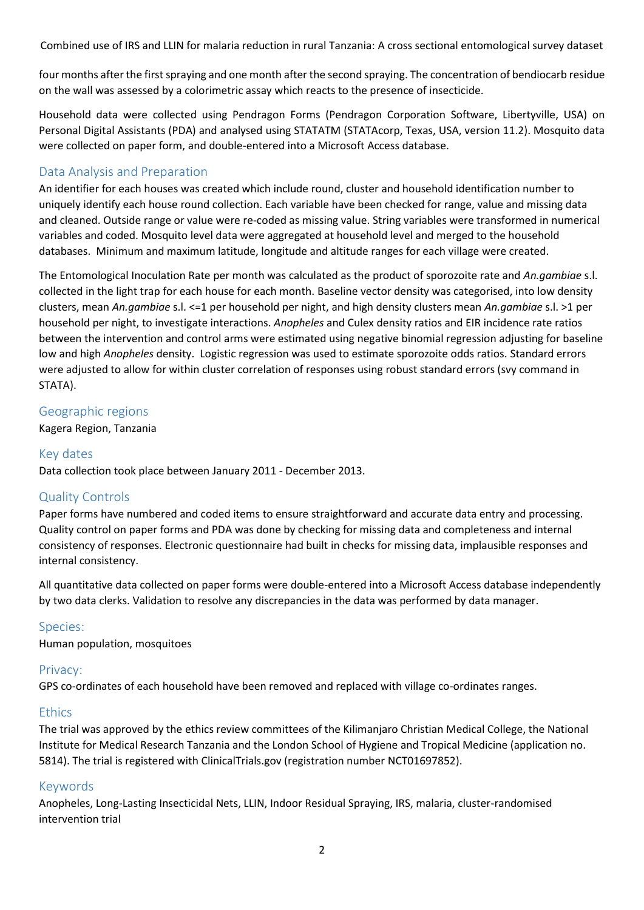four months after the first spraying and one month after the second spraying. The concentration of bendiocarb residue on the wall was assessed by a colorimetric assay which reacts to the presence of insecticide.

Household data were collected using Pendragon Forms (Pendragon Corporation Software, Libertyville, USA) on Personal Digital Assistants (PDA) and analysed using STATATM (STATAcorp, Texas, USA, version 11.2). Mosquito data were collected on paper form, and double-entered into a Microsoft Access database.

## Data Analysis and Preparation

An identifier for each houses was created which include round, cluster and household identification number to uniquely identify each house round collection. Each variable have been checked for range, value and missing data and cleaned. Outside range or value were re-coded as missing value. String variables were transformed in numerical variables and coded. Mosquito level data were aggregated at household level and merged to the household databases. Minimum and maximum latitude, longitude and altitude ranges for each village were created.

The Entomological Inoculation Rate per month was calculated as the product of sporozoite rate and *An.gambiae* s.l. collected in the light trap for each house for each month. Baseline vector density was categorised, into low density clusters, mean *An.gambiae* s.l. <=1 per household per night, and high density clusters mean *An.gambiae* s.l. >1 per household per night, to investigate interactions. *Anopheles* and Culex density ratios and EIR incidence rate ratios between the intervention and control arms were estimated using negative binomial regression adjusting for baseline low and high *Anopheles* density. Logistic regression was used to estimate sporozoite odds ratios. Standard errors were adjusted to allow for within cluster correlation of responses using robust standard errors (svy command in STATA).

## Geographic regions

Kagera Region, Tanzania

## Key dates

Data collection took place between January 2011 - December 2013.

## Quality Controls

Paper forms have numbered and coded items to ensure straightforward and accurate data entry and processing. Quality control on paper forms and PDA was done by checking for missing data and completeness and internal consistency of responses. Electronic questionnaire had built in checks for missing data, implausible responses and internal consistency.

All quantitative data collected on paper forms were double-entered into a Microsoft Access database independently by two data clerks. Validation to resolve any discrepancies in the data was performed by data manager.

## Species:

Human population, mosquitoes

## Privacy:

GPS co-ordinates of each household have been removed and replaced with village co-ordinates ranges.

## Ethics

The trial was approved by the ethics review committees of the Kilimanjaro Christian Medical College, the National Institute for Medical Research Tanzania and the London School of Hygiene and Tropical Medicine (application no. 5814). The trial is registered with ClinicalTrials.gov (registration number NCT01697852).

## Keywords

Anopheles, Long-Lasting Insecticidal Nets, LLIN, Indoor Residual Spraying, IRS, malaria, cluster-randomised intervention trial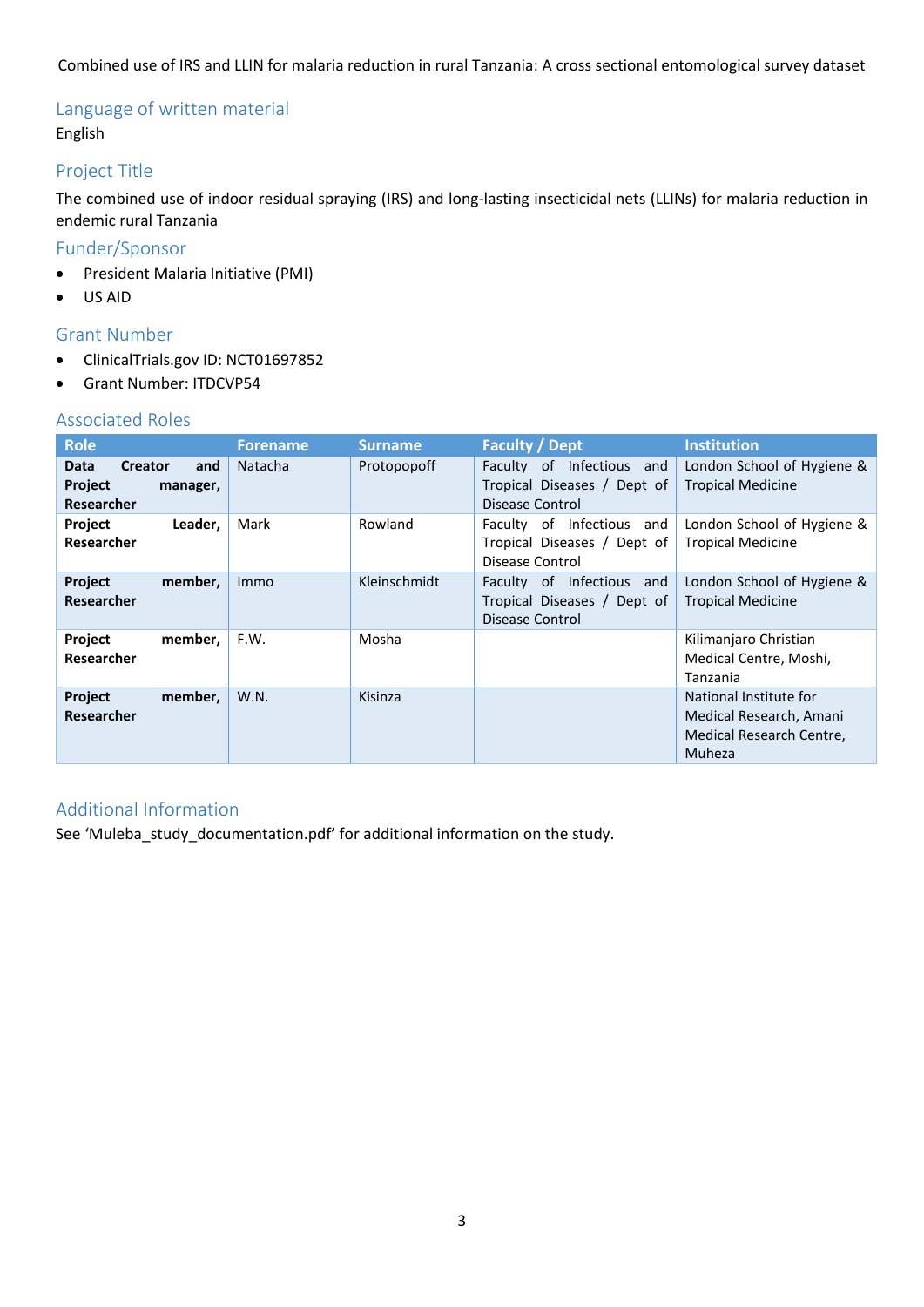Combined use of IRS and LLIN for malaria reduction in rural Tanzania: A cross sectional entomological survey dataset

## Language of written material

English

## Project Title

The combined use of indoor residual spraying (IRS) and long-lasting insecticidal nets (LLINs) for malaria reduction in endemic rural Tanzania

## Funder/Sponsor

- President Malaria Initiative (PMI)
- US AID

## Grant Number

- ClinicalTrials.gov ID: NCT01697852
- Grant Number: ITDCVP54

## Associated Roles

| Role | Forename | Surname | Faculty / Dept | Institution |
| --- | --- | --- | --- | --- |
| **Data Creator and Project manager, Researcher** | Natacha | Protopopoff | Faculty of Infectious and Tropical Diseases / Dept of Disease Control | London School of Hygiene & Tropical Medicine |
| **Project Leader, Researcher** | Mark | Rowland | Faculty of Infectious and Tropical Diseases / Dept of Disease Control | London School of Hygiene & Tropical Medicine |
| **Project member, Researcher** | Immo | Kleinschmidt | Faculty of Infectious and Tropical Diseases / Dept of Disease Control | London School of Hygiene & Tropical Medicine |
| **Project member, Researcher** | F.W. | Mosha | | Kilimanjaro Christian Medical Centre, Moshi, Tanzania |
| **Project member, Researcher** | W.N. | Kisinza | | National Institute for Medical Research, Amani Medical Research Centre, Muheza |

## Additional Information

See 'Muleba_study_documentation.pdf' for additional information on the study.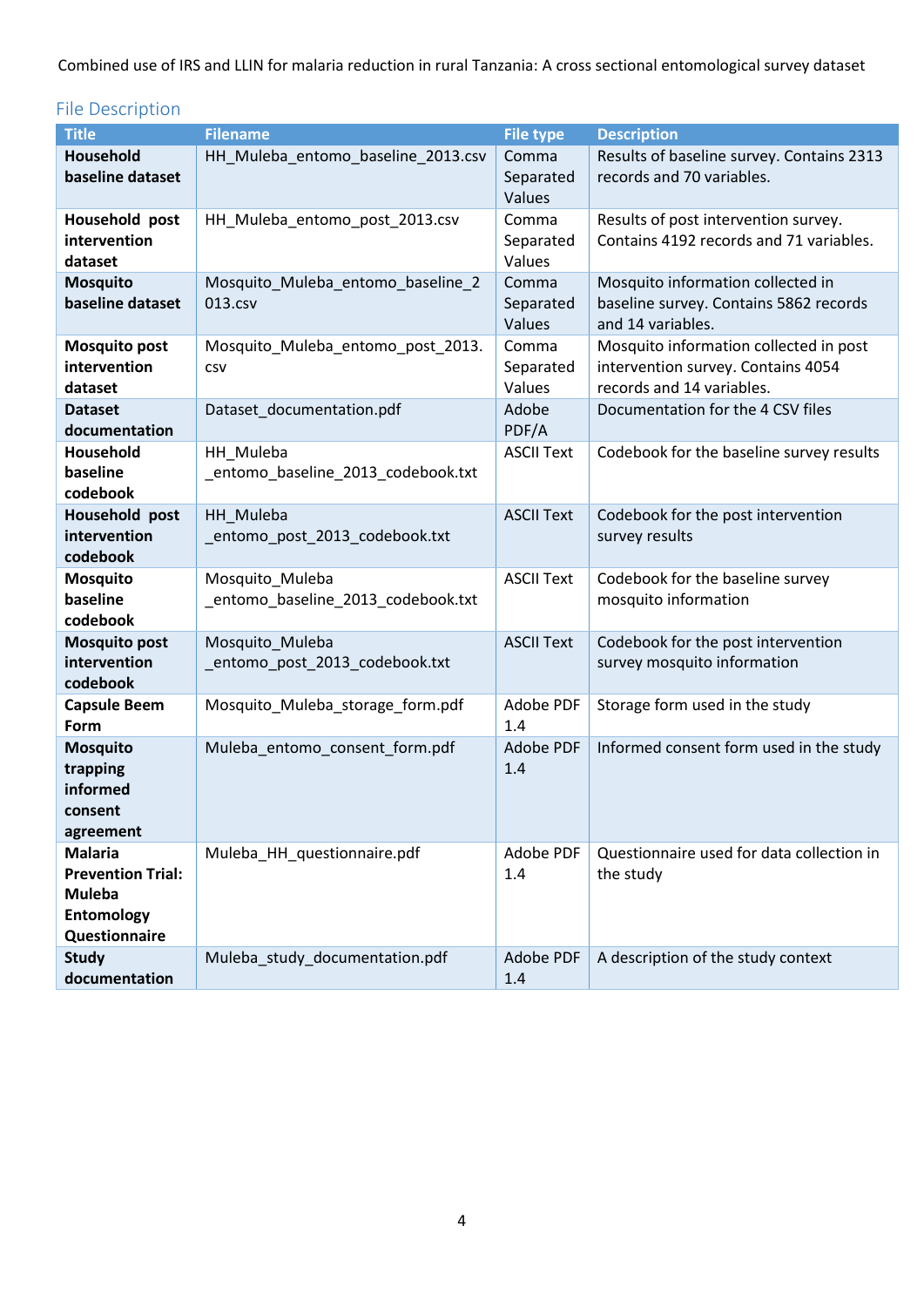Combined use of IRS and LLIN for malaria reduction in rural Tanzania: A cross sectional entomological survey dataset

## File Description

| Title | Filename | File type | Description |
|---|---|---|---|
| **Household baseline dataset** | HH_Muleba_entomo_baseline_2013.csv | Comma Separated Values | Results of baseline survey. Contains 2313 records and 70 variables. |
| **Household post intervention dataset** | HH_Muleba_entomo_post_2013.csv | Comma Separated Values | Results of post intervention survey. Contains 4192 records and 71 variables. |
| **Mosquito baseline dataset** | Mosquito_Muleba_entomo_baseline_2013.csv | Comma Separated Values | Mosquito information collected in baseline survey. Contains 5862 records and 14 variables. |
| **Mosquito post intervention dataset** | Mosquito_Muleba_entomo_post_2013.csv | Comma Separated Values | Mosquito information collected in post intervention survey. Contains 4054 records and 14 variables. |
| **Dataset documentation** | Dataset_documentation.pdf | Adobe PDF/A | Documentation for the 4 CSV files |
| **Household baseline codebook** | HH_Muleba _entomo_baseline_2013_codebook.txt | ASCII Text | Codebook for the baseline survey results |
| **Household post intervention codebook** | HH_Muleba _entomo_post_2013_codebook.txt | ASCII Text | Codebook for the post intervention survey results |
| **Mosquito baseline codebook** | Mosquito_Muleba _entomo_baseline_2013_codebook.txt | ASCII Text | Codebook for the baseline survey mosquito information |
| **Mosquito post intervention codebook** | Mosquito_Muleba _entomo_post_2013_codebook.txt | ASCII Text | Codebook for the post intervention survey mosquito information |
| **Capsule Beem Form** | Mosquito_Muleba_storage_form.pdf | Adobe PDF 1.4 | Storage form used in the study |
| **Mosquito trapping informed consent agreement** | Muleba_entomo_consent_form.pdf | Adobe PDF 1.4 | Informed consent form used in the study |
| **Malaria Prevention Trial: Muleba Entomology Questionnaire** | Muleba_HH_questionnaire.pdf | Adobe PDF 1.4 | Questionnaire used for data collection in the study |
| **Study documentation** | Muleba_study_documentation.pdf | Adobe PDF 1.4 | A description of the study context |